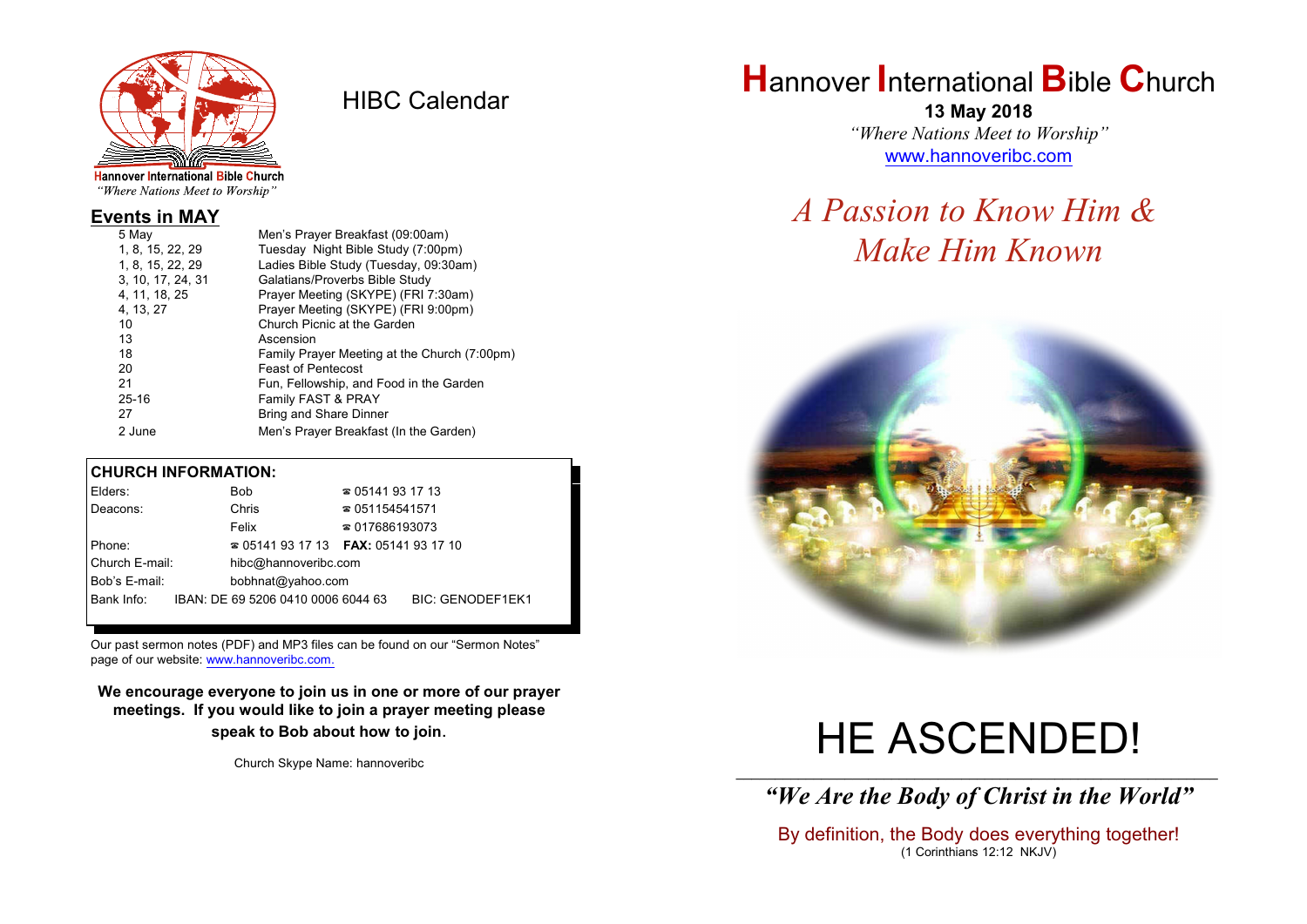Hannover International Bible Church
*"Where Nations Meet to Worship"*

# HIBC Calendar

## Events in MAY

| Date | Event |
|---|---|
| 5 May | Men's Prayer Breakfast (09:00am) |
| 1, 8, 15, 22, 29 | Tuesday Night Bible Study (7:00pm) |
| 1, 8, 15, 22, 29 | Ladies Bible Study (Tuesday, 09:30am) |
| 3, 10, 17, 24, 31 | Galatians/Proverbs Bible Study |
| 4, 11, 18, 25 | Prayer Meeting (SKYPE) (FRI 7:30am) |
| 4, 13, 27 | Prayer Meeting (SKYPE) (FRI 9:00pm) |
| 10 | Church Picnic at the Garden |
| 13 | Ascension |
| 18 | Family Prayer Meeting at the Church (7:00pm) |
| 20 | Feast of Pentecost |
| 21 | Fun, Fellowship, and Food in the Garden |
| 25-16 | Family FAST & PRAY |
| 27 | Bring and Share Dinner |
| 2 June | Men's Prayer Breakfast (In the Garden) |

**CHURCH INFORMATION:**

| | | |
|---|---|---|
| Elders: | Bob | ☎ 05141 93 17 13 |
| Deacons: | Chris | ☎ 051154541571 |
| | Felix | ☎ 017686193073 |
| Phone: | ☎ 05141 93 17 13 | **FAX:** 05141 93 17 10 |
| Church E-mail: | hibc@hannoveribc.com | |
| Bob's E-mail: | bobhnat@yahoo.com | |
| Bank Info: | IBAN: DE 69 5206 0410 0006 6044 63 | BIC: GENODEF1EK1 |

Our past sermon notes (PDF) and MP3 files can be found on our "Sermon Notes" page of our website: www.hannoveribc.com.

**We encourage everyone to join us in one or more of our prayer meetings. If you would like to join a prayer meeting please speak to Bob about how to join.**

Church Skype Name: hannoveribc

# Hannover International Bible Church

**13 May 2018**

*"Where Nations Meet to Worship"*

www.hannoveribc.com

## *A Passion to Know Him & Make Him Known*

# HE ASCENDED!

***"We Are the Body of Christ in the World"***

By definition, the Body does everything together!
(1 Corinthians 12:12 NKJV)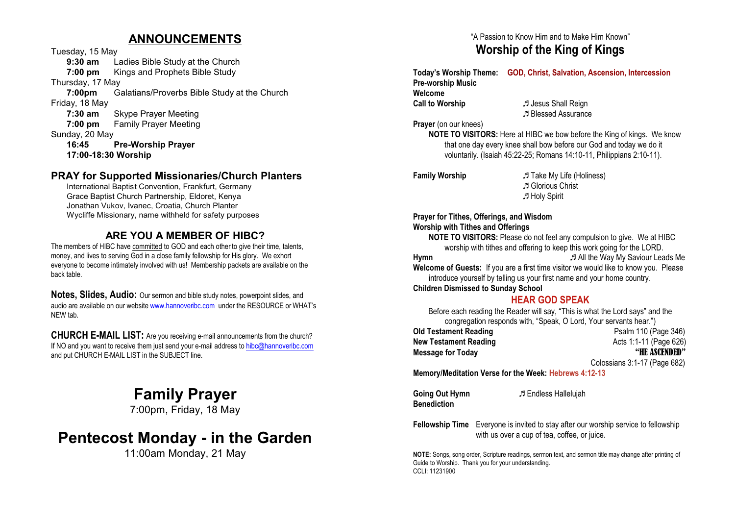# ANNOUNCEMENTS

Tuesday, 15 May
- **9:30 am** Ladies Bible Study at the Church
- **7:00 pm** Kings and Prophets Bible Study

Thursday, 17 May
- **7:00pm** Galatians/Proverbs Bible Study at the Church

Friday, 18 May
- **7:30 am** Skype Prayer Meeting
- **7:00 pm** Family Prayer Meeting

Sunday, 20 May
- **16:45 Pre-Worship Prayer**
- **17:00-18:30 Worship**

## PRAY for Supported Missionaries/Church Planters

International Baptist Convention, Frankfurt, Germany
Grace Baptist Church Partnership, Eldoret, Kenya
Jonathan Vukov, Ivanec, Croatia, Church Planter
Wycliffe Missionary, name withheld for safety purposes

## ARE YOU A MEMBER OF HIBC?

The members of HIBC have committed to GOD and each other to give their time, talents, money, and lives to serving God in a close family fellowship for His glory. We exhort everyone to become intimately involved with us! Membership packets are available on the back table.

**Notes, Slides, Audio:** Our sermon and bible study notes, powerpoint slides, and audio are available on our website www.hannoveribc.com under the RESOURCE or WHAT's NEW tab.

**CHURCH E-MAIL LIST:** Are you receiving e-mail announcements from the church? If NO and you want to receive them just send your e-mail address to hibc@hannoveribc.com and put CHURCH E-MAIL LIST in the SUBJECT line.

# Family Prayer

7:00pm, Friday, 18 May

# Pentecost Monday - in the Garden

11:00am Monday, 21 May

---

"A Passion to Know Him and to Make Him Known"

# Worship of the King of Kings

**Today's Worship Theme:** **GOD, Christ, Salvation, Ascension, Intercession**

**Pre-worship Music**

**Welcome**

**Call to Worship** ♬ Jesus Shall Reign
♬ Blessed Assurance

**Prayer** (on our knees)

**NOTE TO VISITORS:** Here at HIBC we bow before the King of kings. We know that one day every knee shall bow before our God and today we do it voluntarily. (Isaiah 45:22-25; Romans 14:10-11, Philippians 2:10-11).

**Family Worship** ♬ Take My Life (Holiness)
♬ Glorious Christ
♬ Holy Spirit

**Prayer for Tithes, Offerings, and Wisdom**

**Worship with Tithes and Offerings**

**NOTE TO VISITORS:** Please do not feel any compulsion to give. We at HIBC worship with tithes and offering to keep this work going for the LORD.

**Hymn** ♬ All the Way My Saviour Leads Me

**Welcome of Guests:** If you are a first time visitor we would like to know you. Please introduce yourself by telling us your first name and your home country.

**Children Dismissed to Sunday School**

## HEAR GOD SPEAK

Before each reading the Reader will say, "This is what the Lord says" and the congregation responds with, "Speak, O Lord, Your servants hear.")

**Old Testament Reading** Psalm 110 (Page 346)

**New Testament Reading** Acts 1:1-11 (Page 626)

**Message for Today** **"HE ASCENDED"**
Colossians 3:1-17 (Page 682)

**Memory/Meditation Verse for the Week:** **Hebrews 4:12-13**

**Going Out Hymn** ♬ Endless Hallelujah

**Benediction**

**Fellowship Time** Everyone is invited to stay after our worship service to fellowship with us over a cup of tea, coffee, or juice.

**NOTE:** Songs, song order, Scripture readings, sermon text, and sermon title may change after printing of Guide to Worship. Thank you for your understanding.
CCLI: 11231900